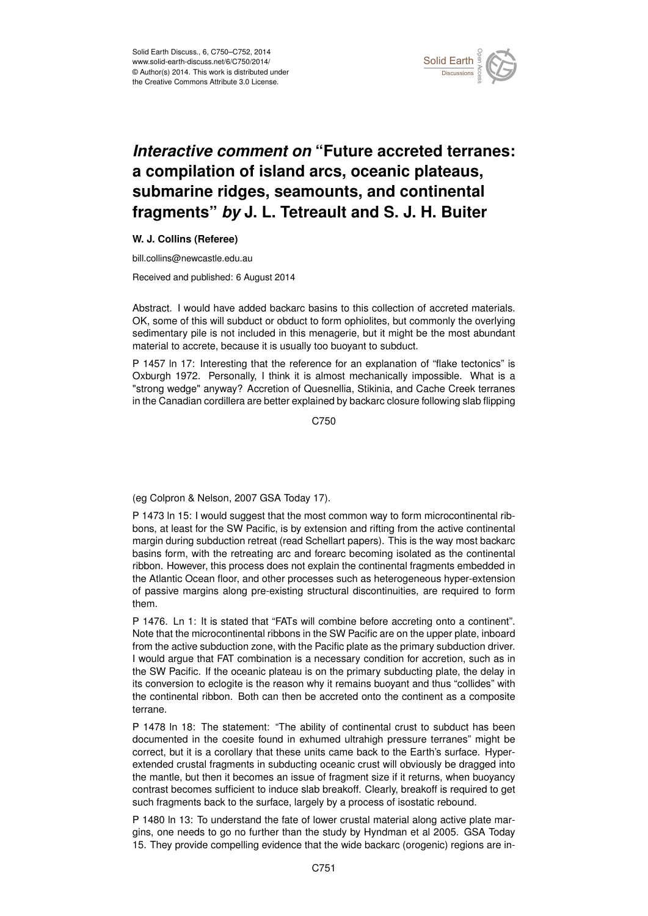# *Interactive comment on* "Future accreted terranes: a compilation of island arcs, oceanic plateaus, submarine ridges, seamounts, and continental fragments" *by* J. L. Tetreault and S. J. H. Buiter

**W. J. Collins (Referee)**

bill.collins@newcastle.edu.au

Received and published: 6 August 2014

Abstract. I would have added backarc basins to this collection of accreted materials. OK, some of this will subduct or obduct to form ophiolites, but commonly the overlying sedimentary pile is not included in this menagerie, but it might be the most abundant material to accrete, because it is usually too buoyant to subduct.

P 1457 ln 17: Interesting that the reference for an explanation of "flake tectonics" is Oxburgh 1972. Personally, I think it is almost mechanically impossible. What is a "strong wedge" anyway? Accretion of Quesnellia, Stikinia, and Cache Creek terranes in the Canadian cordillera are better explained by backarc closure following slab flipping (eg Colpron & Nelson, 2007 GSA Today 17).

P 1473 ln 15: I would suggest that the most common way to form microcontinental ribbons, at least for the SW Pacific, is by extension and rifting from the active continental margin during subduction retreat (read Schellart papers). This is the way most backarc basins form, with the retreating arc and forearc becoming isolated as the continental ribbon. However, this process does not explain the continental fragments embedded in the Atlantic Ocean floor, and other processes such as heterogeneous hyper-extension of passive margins along pre-existing structural discontinuities, are required to form them.

P 1476. Ln 1: It is stated that "FATs will combine before accreting onto a continent". Note that the microcontinental ribbons in the SW Pacific are on the upper plate, inboard from the active subduction zone, with the Pacific plate as the primary subduction driver. I would argue that FAT combination is a necessary condition for accretion, such as in the SW Pacific. If the oceanic plateau is on the primary subducting plate, the delay in its conversion to eclogite is the reason why it remains buoyant and thus "collides" with the continental ribbon. Both can then be accreted onto the continent as a composite terrane.

P 1478 ln 18: The statement: "The ability of continental crust to subduct has been documented in the coesite found in exhumed ultrahigh pressure terranes" might be correct, but it is a corollary that these units came back to the Earth's surface. Hyper-extended crustal fragments in subducting oceanic crust will obviously be dragged into the mantle, but then it becomes an issue of fragment size if it returns, when buoyancy contrast becomes sufficient to induce slab breakoff. Clearly, breakoff is required to get such fragments back to the surface, largely by a process of isostatic rebound.

P 1480 ln 13: To understand the fate of lower crustal material along active plate margins, one needs to go no further than the study by Hyndman et al 2005. GSA Today 15. They provide compelling evidence that the wide backarc (orogenic) regions are in-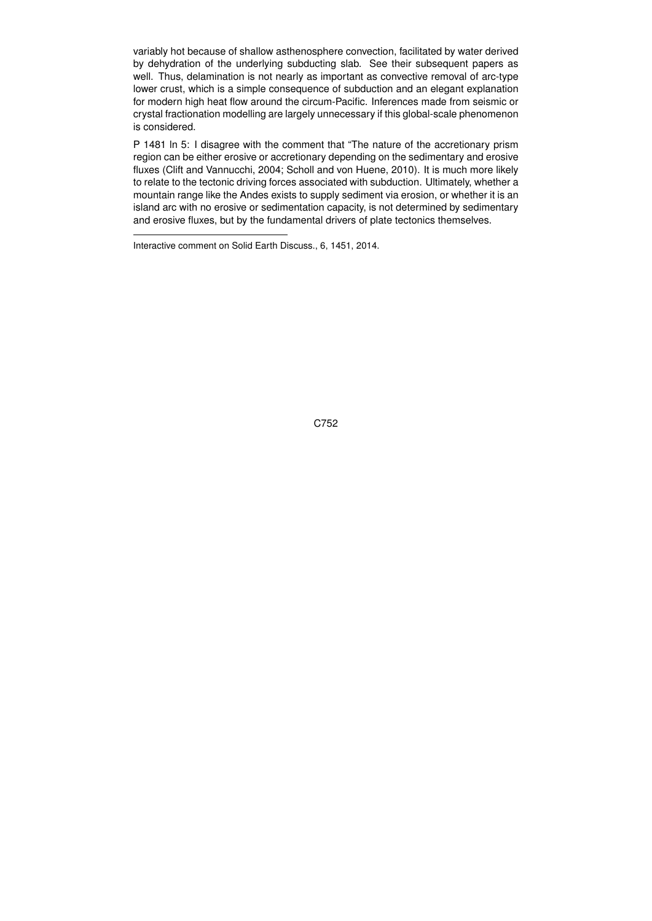variably hot because of shallow asthenosphere convection, facilitated by water derived by dehydration of the underlying subducting slab. See their subsequent papers as well. Thus, delamination is not nearly as important as convective removal of arc-type lower crust, which is a simple consequence of subduction and an elegant explanation for modern high heat flow around the circum-Pacific. Inferences made from seismic or crystal fractionation modelling are largely unnecessary if this global-scale phenomenon is considered.

P 1481 ln 5: I disagree with the comment that "The nature of the accretionary prism region can be either erosive or accretionary depending on the sedimentary and erosive fluxes (Clift and Vannucchi, 2004; Scholl and von Huene, 2010). It is much more likely to relate to the tectonic driving forces associated with subduction. Ultimately, whether a mountain range like the Andes exists to supply sediment via erosion, or whether it is an island arc with no erosive or sedimentation capacity, is not determined by sedimentary and erosive fluxes, but by the fundamental drivers of plate tectonics themselves.

---

Interactive comment on Solid Earth Discuss., 6, 1451, 2014.